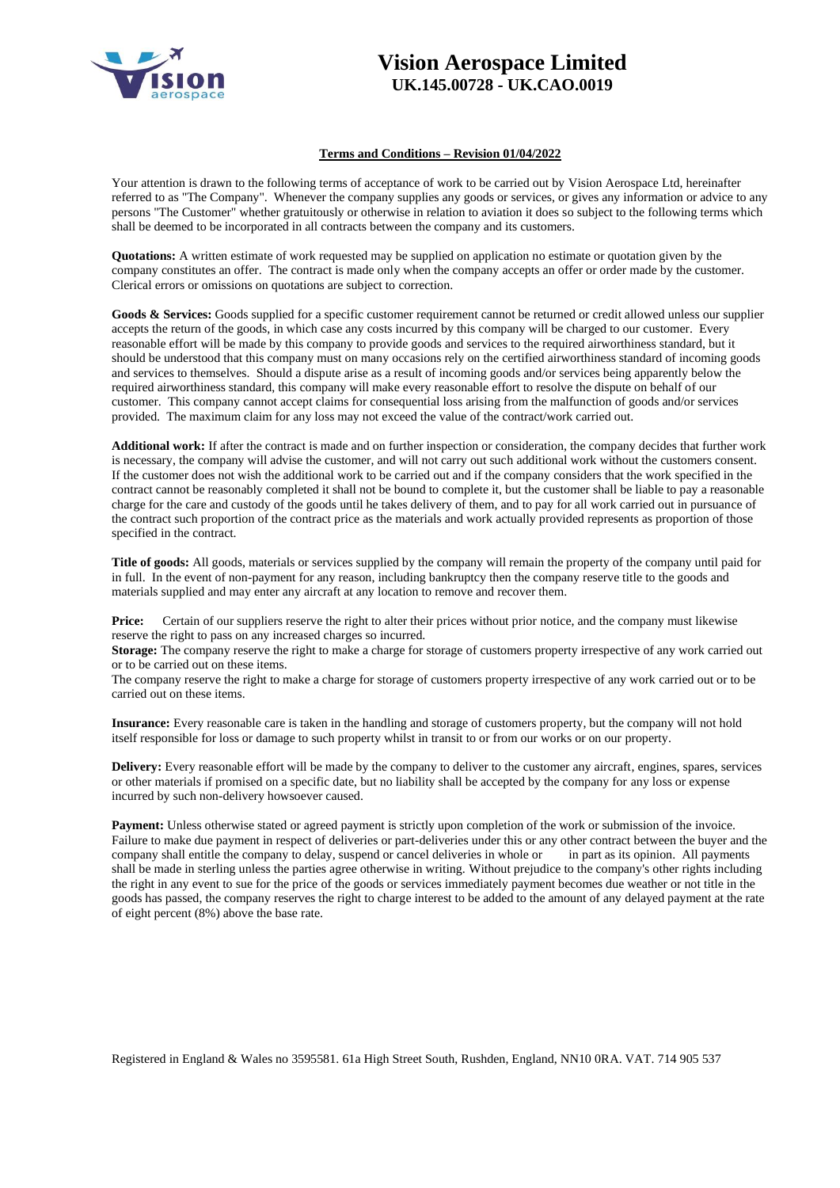# Vision Aerospace Limited
## UK.145.00728 - UK.CAO.0019

**Terms and Conditions – Revision 01/04/2022**

Your attention is drawn to the following terms of acceptance of work to be carried out by Vision Aerospace Ltd, hereinafter referred to as "The Company". Whenever the company supplies any goods or services, or gives any information or advice to any persons "The Customer" whether gratuitously or otherwise in relation to aviation it does so subject to the following terms which shall be deemed to be incorporated in all contracts between the company and its customers.

**Quotations:** A written estimate of work requested may be supplied on application no estimate or quotation given by the company constitutes an offer. The contract is made only when the company accepts an offer or order made by the customer. Clerical errors or omissions on quotations are subject to correction.

**Goods & Services:** Goods supplied for a specific customer requirement cannot be returned or credit allowed unless our supplier accepts the return of the goods, in which case any costs incurred by this company will be charged to our customer. Every reasonable effort will be made by this company to provide goods and services to the required airworthiness standard, but it should be understood that this company must on many occasions rely on the certified airworthiness standard of incoming goods and services to themselves. Should a dispute arise as a result of incoming goods and/or services being apparently below the required airworthiness standard, this company will make every reasonable effort to resolve the dispute on behalf of our customer. This company cannot accept claims for consequential loss arising from the malfunction of goods and/or services provided. The maximum claim for any loss may not exceed the value of the contract/work carried out.

**Additional work:** If after the contract is made and on further inspection or consideration, the company decides that further work is necessary, the company will advise the customer, and will not carry out such additional work without the customers consent. If the customer does not wish the additional work to be carried out and if the company considers that the work specified in the contract cannot be reasonably completed it shall not be bound to complete it, but the customer shall be liable to pay a reasonable charge for the care and custody of the goods until he takes delivery of them, and to pay for all work carried out in pursuance of the contract such proportion of the contract price as the materials and work actually provided represents as proportion of those specified in the contract.

**Title of goods:** All goods, materials or services supplied by the company will remain the property of the company until paid for in full. In the event of non-payment for any reason, including bankruptcy then the company reserve title to the goods and materials supplied and may enter any aircraft at any location to remove and recover them.

**Price:** Certain of our suppliers reserve the right to alter their prices without prior notice, and the company must likewise reserve the right to pass on any increased charges so incurred.

**Storage:** The company reserve the right to make a charge for storage of customers property irrespective of any work carried out or to be carried out on these items.

The company reserve the right to make a charge for storage of customers property irrespective of any work carried out or to be carried out on these items.

**Insurance:** Every reasonable care is taken in the handling and storage of customers property, but the company will not hold itself responsible for loss or damage to such property whilst in transit to or from our works or on our property.

**Delivery:** Every reasonable effort will be made by the company to deliver to the customer any aircraft, engines, spares, services or other materials if promised on a specific date, but no liability shall be accepted by the company for any loss or expense incurred by such non-delivery howsoever caused.

**Payment:** Unless otherwise stated or agreed payment is strictly upon completion of the work or submission of the invoice. Failure to make due payment in respect of deliveries or part-deliveries under this or any other contract between the buyer and the company shall entitle the company to delay, suspend or cancel deliveries in whole or in part as its opinion. All payments shall be made in sterling unless the parties agree otherwise in writing. Without prejudice to the company's other rights including the right in any event to sue for the price of the goods or services immediately payment becomes due weather or not title in the goods has passed, the company reserves the right to charge interest to be added to the amount of any delayed payment at the rate of eight percent (8%) above the base rate.

Registered in England & Wales no 3595581. 61a High Street South, Rushden, England, NN10 0RA. VAT. 714 905 537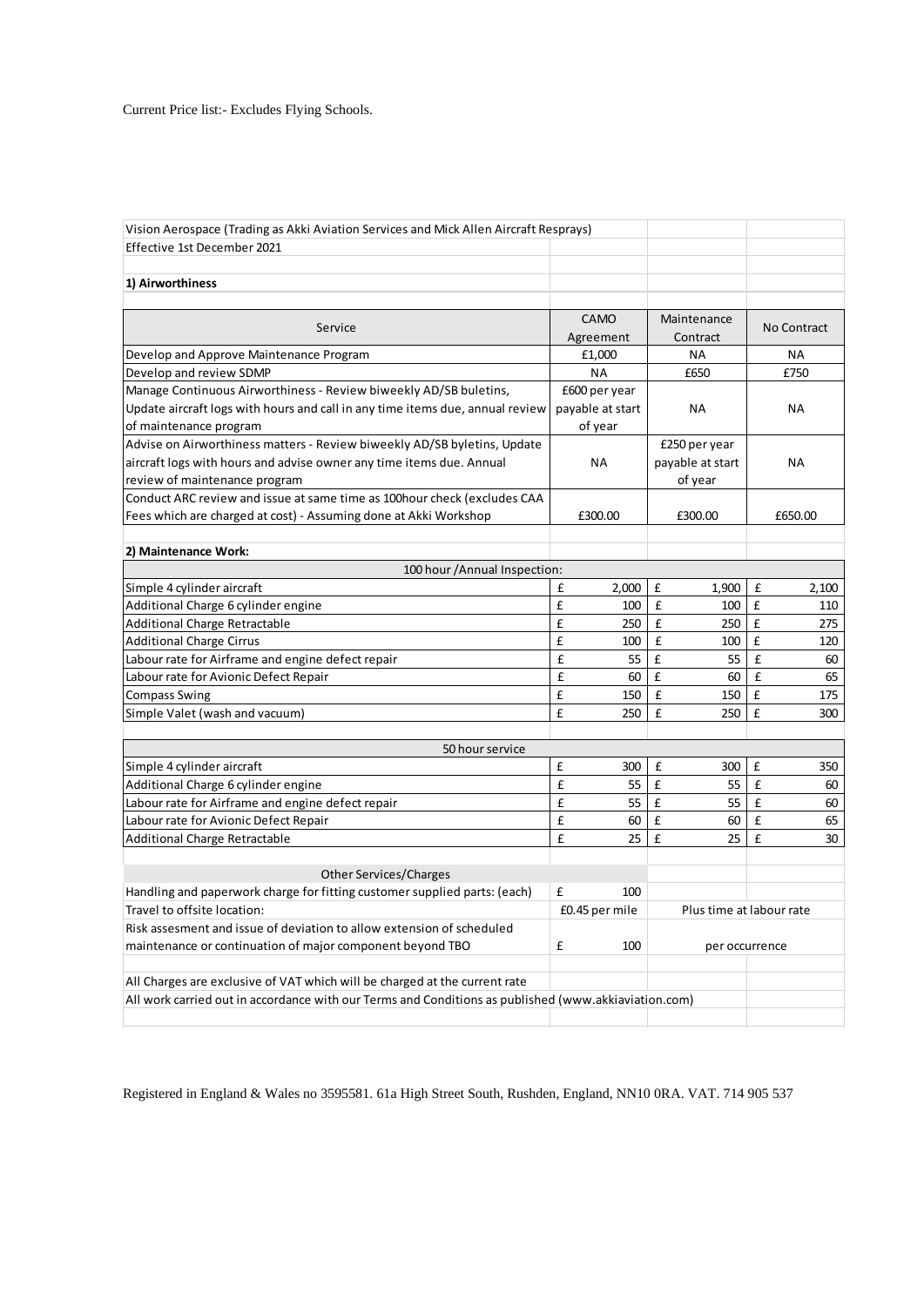Current Price list:- Excludes Flying Schools.

Vision Aerospace (Trading as Akki Aviation Services and Mick Allen Aircraft Resprays)

Effective 1st December 2021

**1) Airworthiness**

| Service | CAMO Agreement | Maintenance Contract | No Contract |
|---|---|---|---|
| Develop and Approve Maintenance Program | £1,000 | NA | NA |
| Develop and review SDMP | NA | £650 | £750 |
| Manage Continuous Airworthiness - Review biweekly AD/SB buletins, Update aircraft logs with hours and call in any time items due, annual review of maintenance program | £600 per year payable at start of year | NA | NA |
| Advise on Airworthiness matters - Review biweekly AD/SB byletins, Update aircraft logs with hours and advise owner any time items due. Annual review of maintenance program | NA | £250 per year payable at start of year | NA |
| Conduct ARC review and issue at same time as 100hour check (excludes CAA Fees which are charged at cost) - Assuming done at Akki Workshop | £300.00 | £300.00 | £650.00 |

**2) Maintenance Work:**

| 100 hour /Annual Inspection: | | | |
|---|---|---|---|
| Simple 4 cylinder aircraft | £ 2,000 | £ 1,900 | £ 2,100 |
| Additional Charge 6 cylinder engine | £ 100 | £ 100 | £ 110 |
| Additional Charge Retractable | £ 250 | £ 250 | £ 275 |
| Additional Charge Cirrus | £ 100 | £ 100 | £ 120 |
| Labour rate for Airframe and engine defect repair | £ 55 | £ 55 | £ 60 |
| Labour rate for Avionic Defect Repair | £ 60 | £ 60 | £ 65 |
| Compass Swing | £ 150 | £ 150 | £ 175 |
| Simple Valet (wash and vacuum) | £ 250 | £ 250 | £ 300 |

| 50 hour service | | | |
|---|---|---|---|
| Simple 4 cylinder aircraft | £ 300 | £ 300 | £ 350 |
| Additional Charge 6 cylinder engine | £ 55 | £ 55 | £ 60 |
| Labour rate for Airframe and engine defect repair | £ 55 | £ 55 | £ 60 |
| Labour rate for Avionic Defect Repair | £ 60 | £ 60 | £ 65 |
| Additional Charge Retractable | £ 25 | £ 25 | £ 30 |

| Other Services/Charges | | |
|---|---|---|
| Handling and paperwork charge for fitting customer supplied parts: (each) | £ 100 | |
| Travel to offsite location: | £0.45 per mile | Plus time at labour rate |
| Risk assesment and issue of deviation to allow extension of scheduled maintenance or continuation of major component beyond TBO | £ 100 | per occurrence |

All Charges are exclusive of VAT which will be charged at the current rate

All work carried out in accordance with our Terms and Conditions as published (www.akkiaviation.com)

Registered in England & Wales no 3595581. 61a High Street South, Rushden, England, NN10 0RA. VAT. 714 905 537